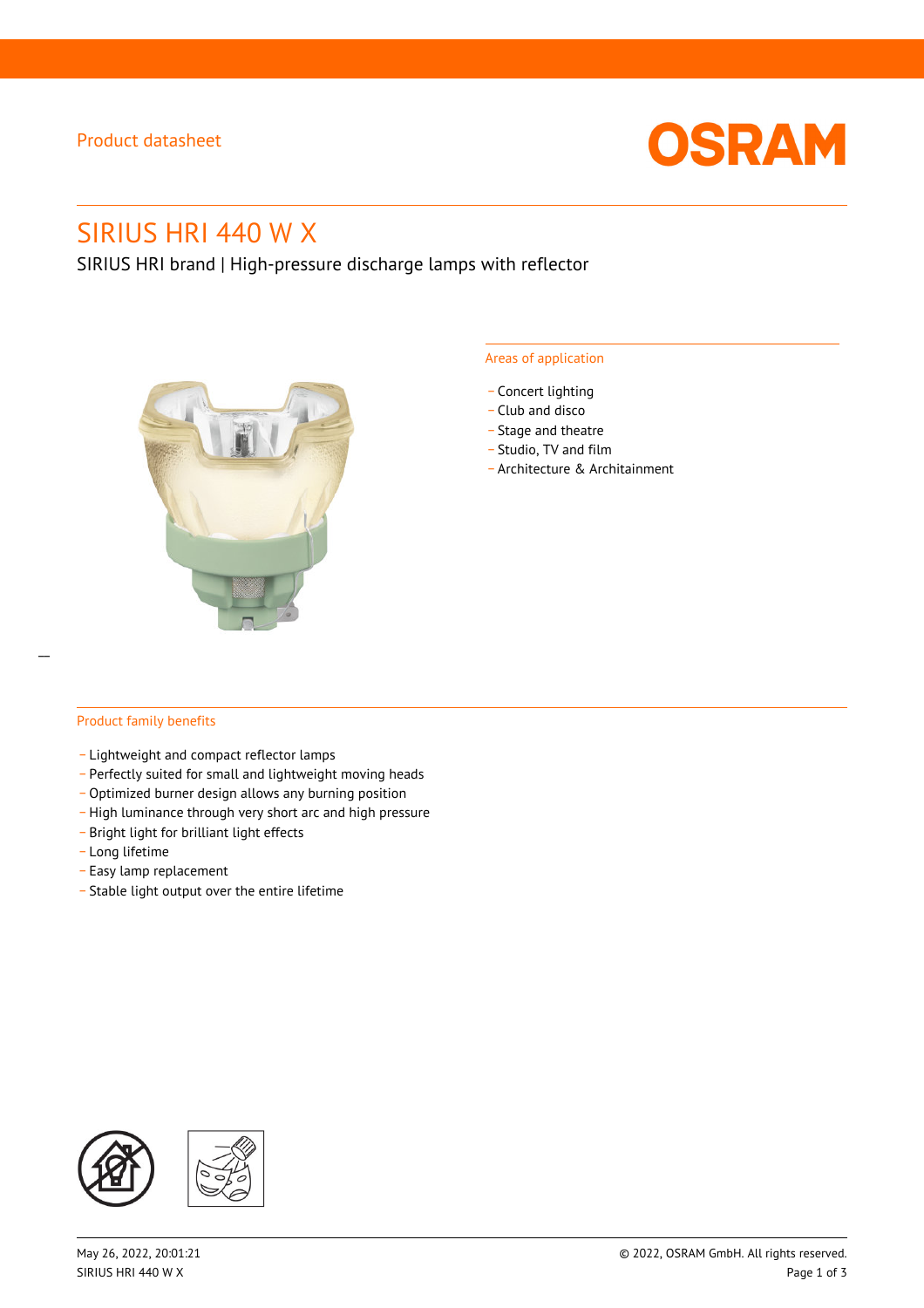Product datasheet

# SIRIUS HRI 440 W X

SIRIUS HRI brand | High-pressure discharge lamps with reflector

## Areas of application

- Concert lighting
- Club and disco
- Stage and theatre
- Studio, TV and film
- Architecture & Architainment

## Product family benefits

- Lightweight and compact reflector lamps
- Perfectly suited for small and lightweight moving heads
- Optimized burner design allows any burning position
- High luminance through very short arc and high pressure
- Bright light for brilliant light effects
- Long lifetime
- Easy lamp replacement
- Stable light output over the entire lifetime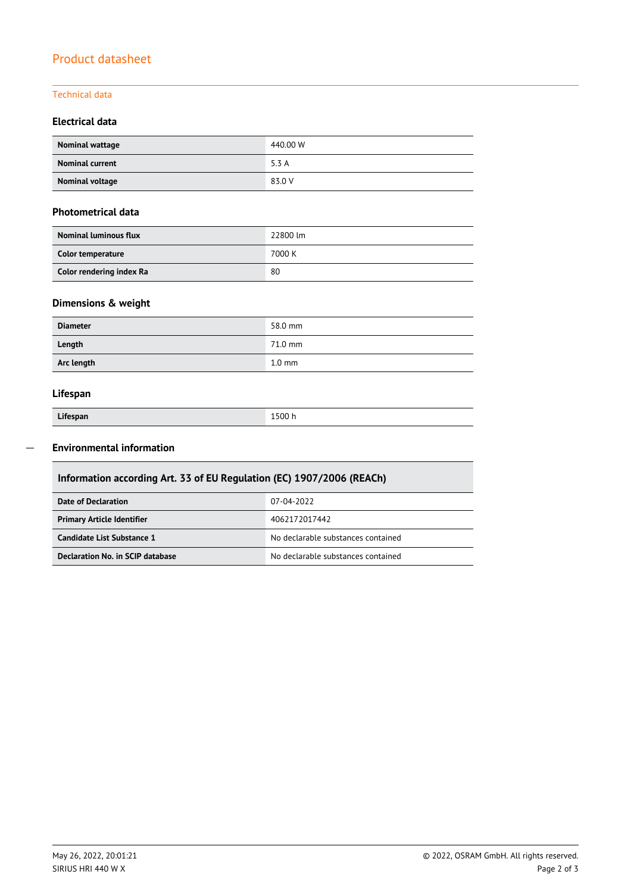# Product datasheet

## Technical data

### Electrical data

| | |
|---|---|
| **Nominal wattage** | 440.00 W |
| **Nominal current** | 5.3 A |
| **Nominal voltage** | 83.0 V |

### Photometrical data

| | |
|---|---|
| **Nominal luminous flux** | 22800 lm |
| **Color temperature** | 7000 K |
| **Color rendering index Ra** | 80 |

### Dimensions & weight

| | |
|---|---|
| **Diameter** | 58.0 mm |
| **Length** | 71.0 mm |
| **Arc length** | 1.0 mm |

### Lifespan

| | |
|---|---|
| **Lifespan** | 1500 h |

### Environmental information

| Information according Art. 33 of EU Regulation (EC) 1907/2006 (REACh) | |
|---|---|
| **Date of Declaration** | 07-04-2022 |
| **Primary Article Identifier** | 4062172017442 |
| **Candidate List Substance 1** | No declarable substances contained |
| **Declaration No. in SCIP database** | No declarable substances contained |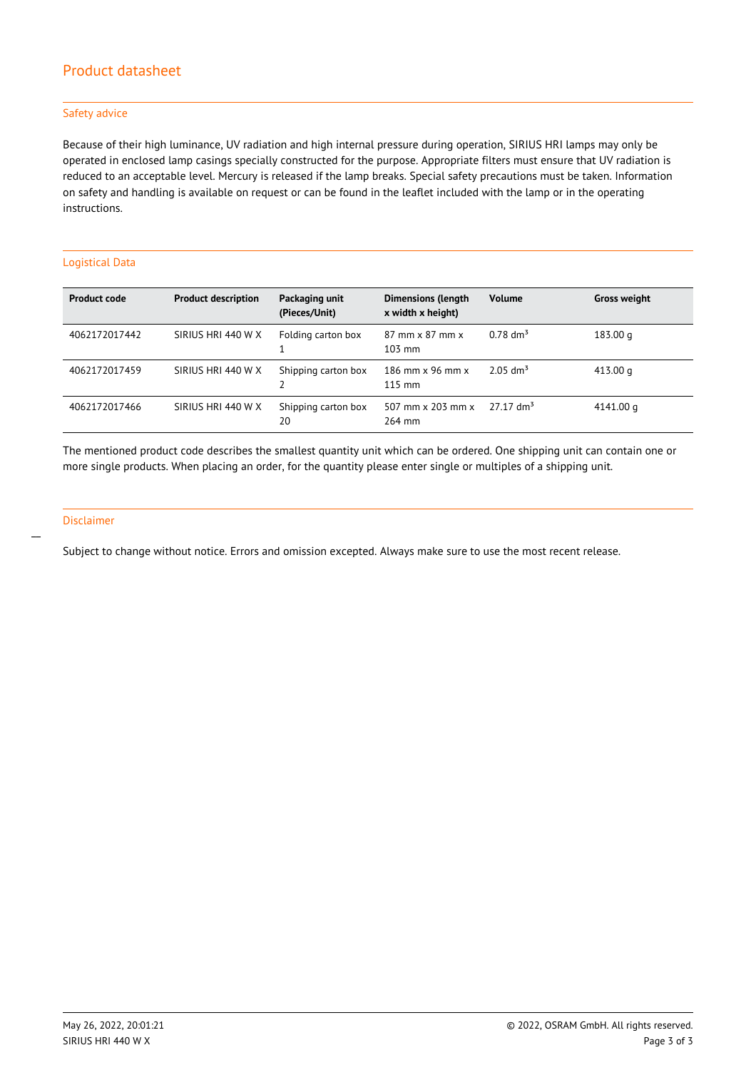## Safety advice

Because of their high luminance, UV radiation and high internal pressure during operation, SIRIUS HRI lamps may only be operated in enclosed lamp casings specially constructed for the purpose. Appropriate filters must ensure that UV radiation is reduced to an acceptable level. Mercury is released if the lamp breaks. Special safety precautions must be taken. Information on safety and handling is available on request or can be found in the leaflet included with the lamp or in the operating instructions.

## Logistical Data

| Product code | Product description | Packaging unit (Pieces/Unit) | Dimensions (length x width x height) | Volume | Gross weight |
|---|---|---|---|---|---|
| 4062172017442 | SIRIUS HRI 440 W X | Folding carton box 1 | 87 mm x 87 mm x 103 mm | 0.78 $dm^3$ | 183.00 g |
| 4062172017459 | SIRIUS HRI 440 W X | Shipping carton box 2 | 186 mm x 96 mm x 115 mm | 2.05 $dm^3$ | 413.00 g |
| 4062172017466 | SIRIUS HRI 440 W X | Shipping carton box 20 | 507 mm x 203 mm x 264 mm | 27.17 $dm^3$ | 4141.00 g |

The mentioned product code describes the smallest quantity unit which can be ordered. One shipping unit can contain one or more single products. When placing an order, for the quantity please enter single or multiples of a shipping unit.

## Disclaimer

Subject to change without notice. Errors and omission excepted. Always make sure to use the most recent release.